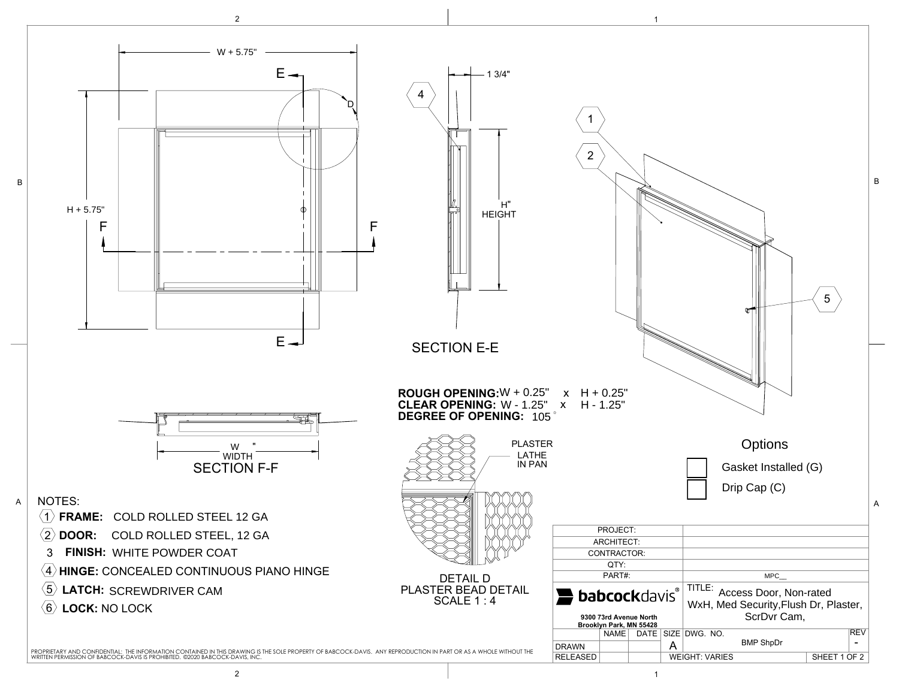W + 5.75"

H + 5.75"

SECTION E-E

1 3/4"

H" HEIGHT

SECTION F-F

W " WIDTH

**ROUGH OPENING:** W + 0.25" x H + 0.25"
**CLEAR OPENING:** W - 1.25" x H - 1.25"
**DEGREE OF OPENING:** 105 °

PLASTER LATHE IN PAN

DETAIL D
PLASTER BEAD DETAIL
SCALE 1 : 4

## Options

- [ ] Gasket Installed (G)
- [ ] Drip Cap (C)

## NOTES:

1. **FRAME:** COLD ROLLED STEEL 12 GA
2. **DOOR:** COLD ROLLED STEEL, 12 GA
3. **FINISH:** WHITE POWDER COAT
4. **HINGE:** CONCEALED CONTINUOUS PIANO HINGE
5. **LATCH:** SCREWDRIVER CAM
6. **LOCK:** NO LOCK

| | |
|---|---|
| PROJECT: | |
| ARCHITECT: | |
| CONTRACTOR: | |
| QTY: | |
| PART#: | MPC__ |

**babcock**davis®
9300 73rd Avenue North
Brooklyn Park, MN 55428

TITLE: Access Door, Non-rated WxH, Med Security, Flush Dr, Plaster, ScrDvr Cam,

| | NAME | DATE | SIZE | DWG. NO. | REV |
|---|---|---|---|---|---|
| DRAWN | | | A | BMP ShpDr | - |
| RELEASED | | | WEIGHT: VARIES | | SHEET 1 OF 2 |

PROPRIETARY AND CONFIDENTIAL: THE INFORMATION CONTAINED IN THIS DRAWING IS THE SOLE PROPERTY OF BABCOCK-DAVIS. ANY REPRODUCTION IN PART OR AS A WHOLE WITHOUT THE WRITTEN PERMISSION OF BABCOCK-DAVIS IS PROHIBITED. ©2020 BABCOCK-DAVIS, INC.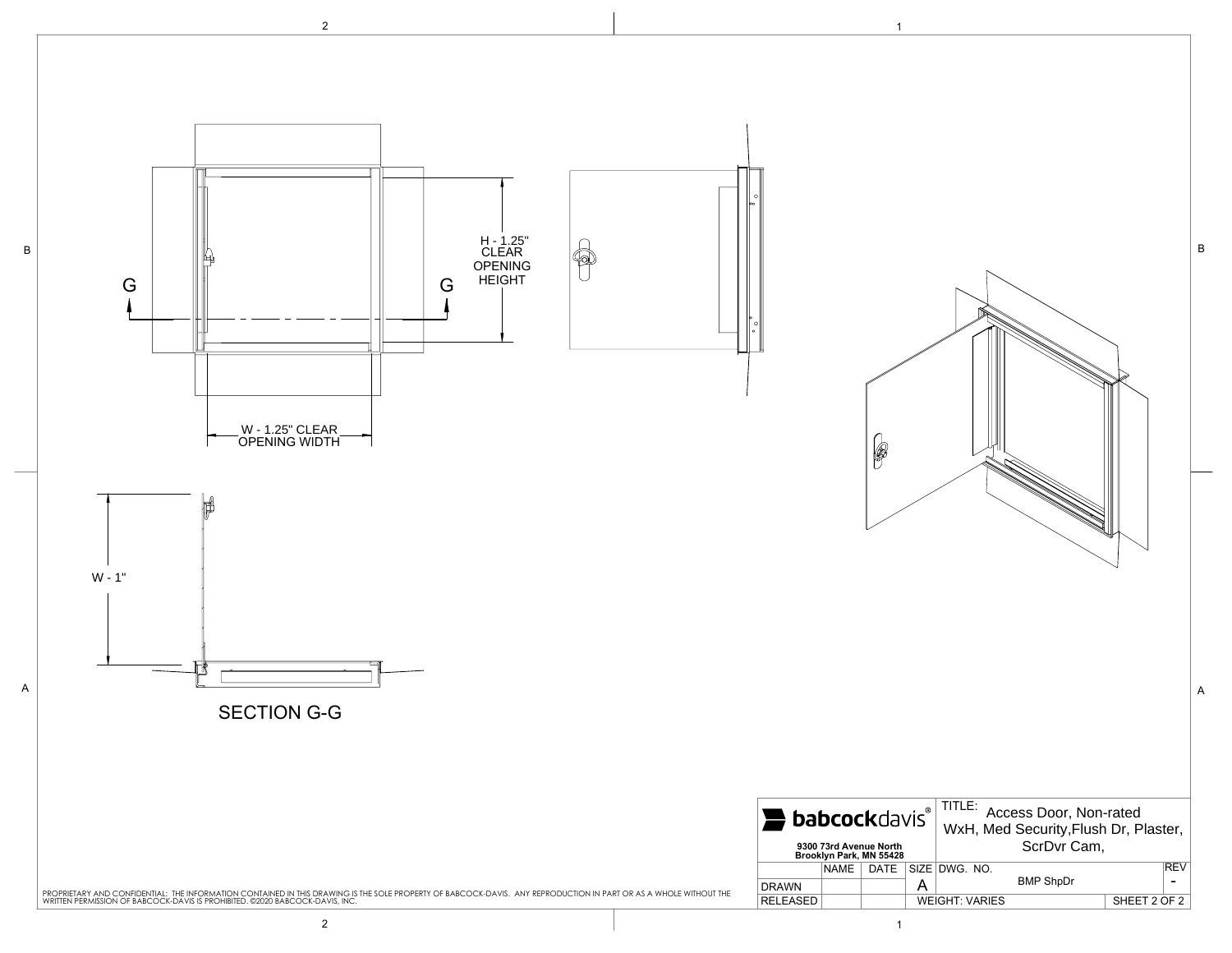H - 1.25" CLEAR OPENING HEIGHT

G

G

W - 1.25" CLEAR OPENING WIDTH

W - 1"

SECTION G-G

**babcockdavis**®

9300 73rd Avenue North
Brooklyn Park, MN 55428

TITLE: Access Door, Non-rated WxH, Med Security,Flush Dr, Plaster, ScrDvr Cam,

| | NAME | DATE | SIZE | DWG. NO. | REV |
|---|---|---|---|---|---|
| DRAWN | | | A | BMP ShpDr | - |
| RELEASED | | | WEIGHT: VARIES | SHEET 2 OF 2 | |

PROPRIETARY AND CONFIDENTIAL: THE INFORMATION CONTAINED IN THIS DRAWING IS THE SOLE PROPERTY OF BABCOCK-DAVIS. ANY REPRODUCTION IN PART OR AS A WHOLE WITHOUT THE WRITTEN PERMISSION OF BABCOCK-DAVIS IS PROHIBITED. ©2020 BABCOCK-DAVIS, INC.